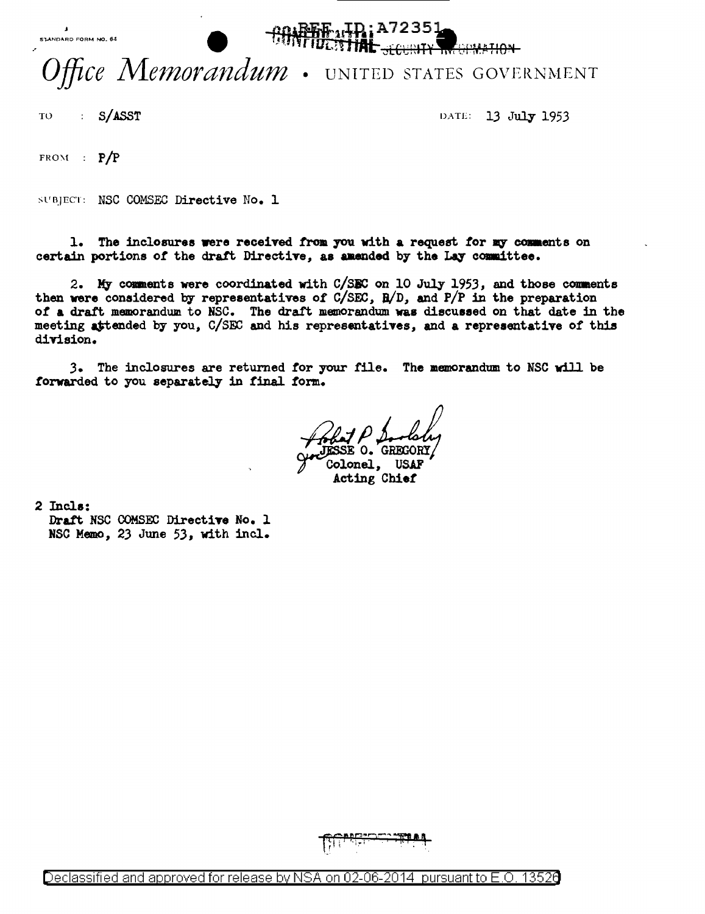STANDARD FORM NO. 64

REF ID:A72351

CONFIDENTIAL SECURITY INFORMATION

# *Office Memorandum* • UNITED STATES GOVERNMENT

TO : S/ASST

DATE: 13 July 1953

FROM : P/P

SUBJECT: NSC COMSEC Directive No. 1

1. The inclosures were received from you with a request for my comments on certain portions of the draft Directive, as amended by the Lay committee.

2. My comments were coordinated with C/SEC on 10 July 1953, and those comments then were considered by representatives of C/SEC, R/D, and P/P in the preparation of a draft memorandum to NSC. The draft memorandum was discussed on that date in the meeting attended by you, C/SEC and his representatives, and a representative of this division.

3. The inclosures are returned for your file. The memorandum to NSC will be forwarded to you separately in final form.

Robert P Dooley
for JESSE O. GREGORY
Colonel, USAF
Acting Chief

2 Incls:
Draft NSC COMSEC Directive No. 1
NSC Memo, 23 June 53, with incl.

CONFIDENTIAL

Declassified and approved for release by NSA on 02-06-2014 pursuant to E.O. 13526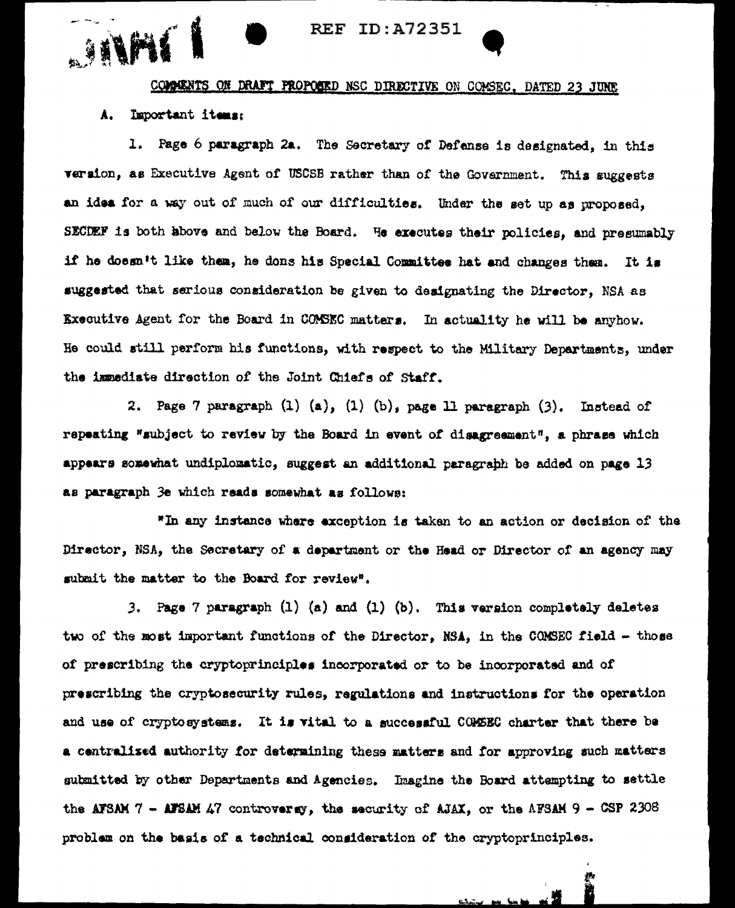REF ID:A72351

COMMENTS ON DRAFT PROPOSED NSC DIRECTIVE ON COMSEC, DATED 23 JUNE

A. Important items:

1. Page 6 paragraph 2a. The Secretary of Defense is designated, in this version, as Executive Agent of USCSB rather than of the Government. This suggests an idea for a way out of much of our difficulties. Under the set up as proposed, SECDEF is both above and below the Board. He executes their policies, and presumably if he doesn't like them, he dons his Special Committee hat and changes them. It is suggested that serious consideration be given to designating the Director, NSA as Executive Agent for the Board in COMSEC matters. In actuality he will be anyhow. He could still perform his functions, with respect to the Military Departments, under the immediate direction of the Joint Chiefs of Staff.

2. Page 7 paragraph (1) (a), (1) (b), page 11 paragraph (3). Instead of repeating "subject to review by the Board in event of disagreement", a phrase which appears somewhat undiplomatic, suggest an additional paragraph be added on page 13 as paragraph 3e which reads somewhat as follows:

"In any instance where exception is taken to an action or decision of the Director, NSA, the Secretary of a department or the Head or Director of an agency may submit the matter to the Board for review".

3. Page 7 paragraph (1) (a) and (1) (b). This version completely deletes two of the most important functions of the Director, NSA, in the COMSEC field - those of prescribing the cryptoprinciples incorporated or to be incorporated and of prescribing the cryptosecurity rules, regulations and instructions for the operation and use of cryptosystems. It is vital to a successful COMSEC charter that there be a centralized authority for determining these matters and for approving such matters submitted by other Departments and Agencies. Imagine the Board attempting to settle the AFSAM 7 - AFSAM 47 controversy, the security of AJAX, or the AFSAM 9 - CSP 2308 problem on the basis of a technical consideration of the cryptoprinciples.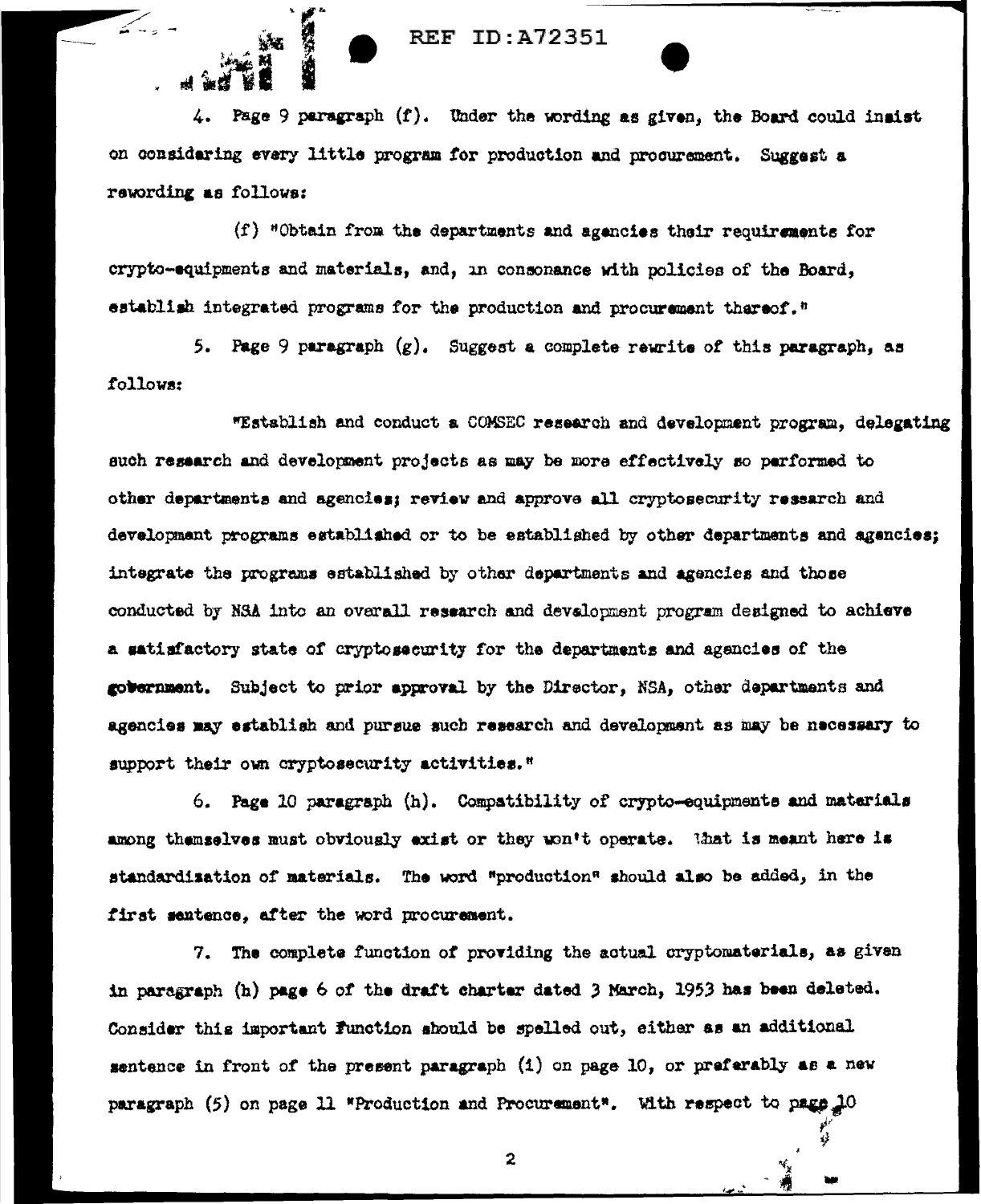REF ID:A72351

4. Page 9 paragraph (f). Under the wording as given, the Board could insist on considering every little program for production and procurement. Suggest a rewording as follows:

(f) "Obtain from the departments and agencies their requirements for crypto-equipments and materials, and, in consonance with policies of the Board, establish integrated programs for the production and procurement thereof."

5. Page 9 paragraph (g). Suggest a complete rewrite of this paragraph, as follows:

"Establish and conduct a COMSEC research and development program, delegating such research and development projects as may be more effectively so performed to other departments and agencies; review and approve all cryptosecurity research and development programs established or to be established by other departments and agencies; integrate the programs established by other departments and agencies and those conducted by NSA into an overall research and development program designed to achieve a satisfactory state of cryptosecurity for the departments and agencies of the government. Subject to prior approval by the Director, NSA, other departments and agencies may establish and pursue such research and development as may be necessary to support their own cryptosecurity activities."

6. Page 10 paragraph (h). Compatibility of crypto-equipments and materials among themselves must obviously exist or they won't operate. What is meant here is standardization of materials. The word "production" should also be added, in the first sentence, after the word procurement.

7. The complete function of providing the actual cryptomaterials, as given in paragraph (h) page 6 of the draft charter dated 3 March, 1953 has been deleted. Consider this important function should be spelled out, either as an additional sentence in front of the present paragraph (i) on page 10, or preferably as a new paragraph (5) on page 11 "Production and Procurement". With respect to page 10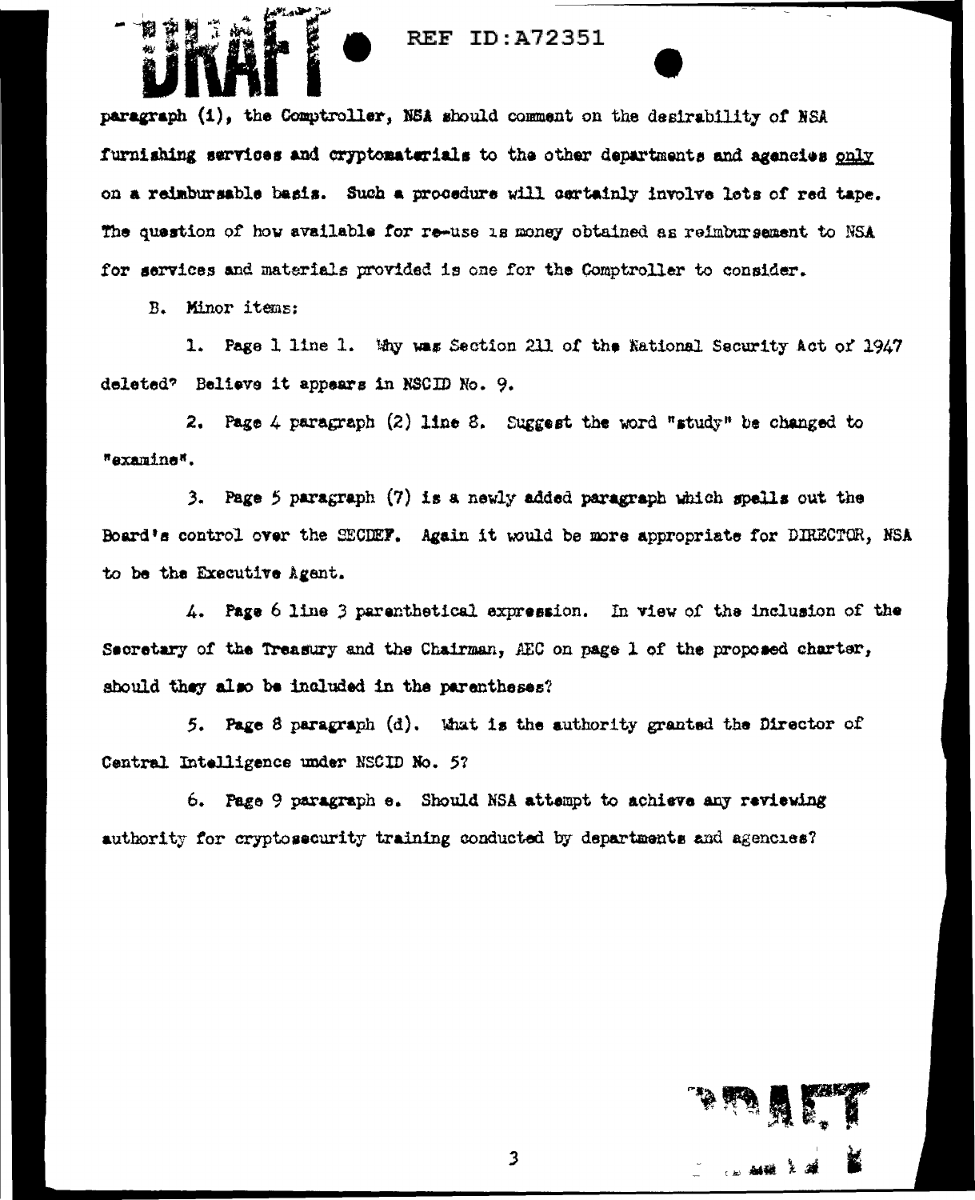paragraph (1), the Comptroller, NSA should comment on the desirability of NSA furnishing services and cryptomaterials to the other departments and agencies only on a reimbursable basis. Such a procedure will certainly involve lots of red tape. The question of how available for re-use is money obtained as reimbursement to NSA for services and materials provided is one for the Comptroller to consider.

B. Minor items:

1. Page 1 line 1. Why was Section 211 of the National Security Act of 1947 deleted? Believe it appears in NSCID No. 9.

2. Page 4 paragraph (2) line 8. Suggest the word "study" be changed to "examine".

3. Page 5 paragraph (7) is a newly added paragraph which spells out the Board's control over the SECDEF. Again it would be more appropriate for DIRECTOR, NSA to be the Executive Agent.

4. Page 6 line 3 parenthetical expression. In view of the inclusion of the Secretary of the Treasury and the Chairman, AEC on page 1 of the proposed charter, should they also be included in the parentheses?

5. Page 8 paragraph (d). What is the authority granted the Director of Central Intelligence under NSCID No. 5?

6. Page 9 paragraph e. Should NSA attempt to achieve any reviewing authority for cryptosecurity training conducted by departments and agencies?